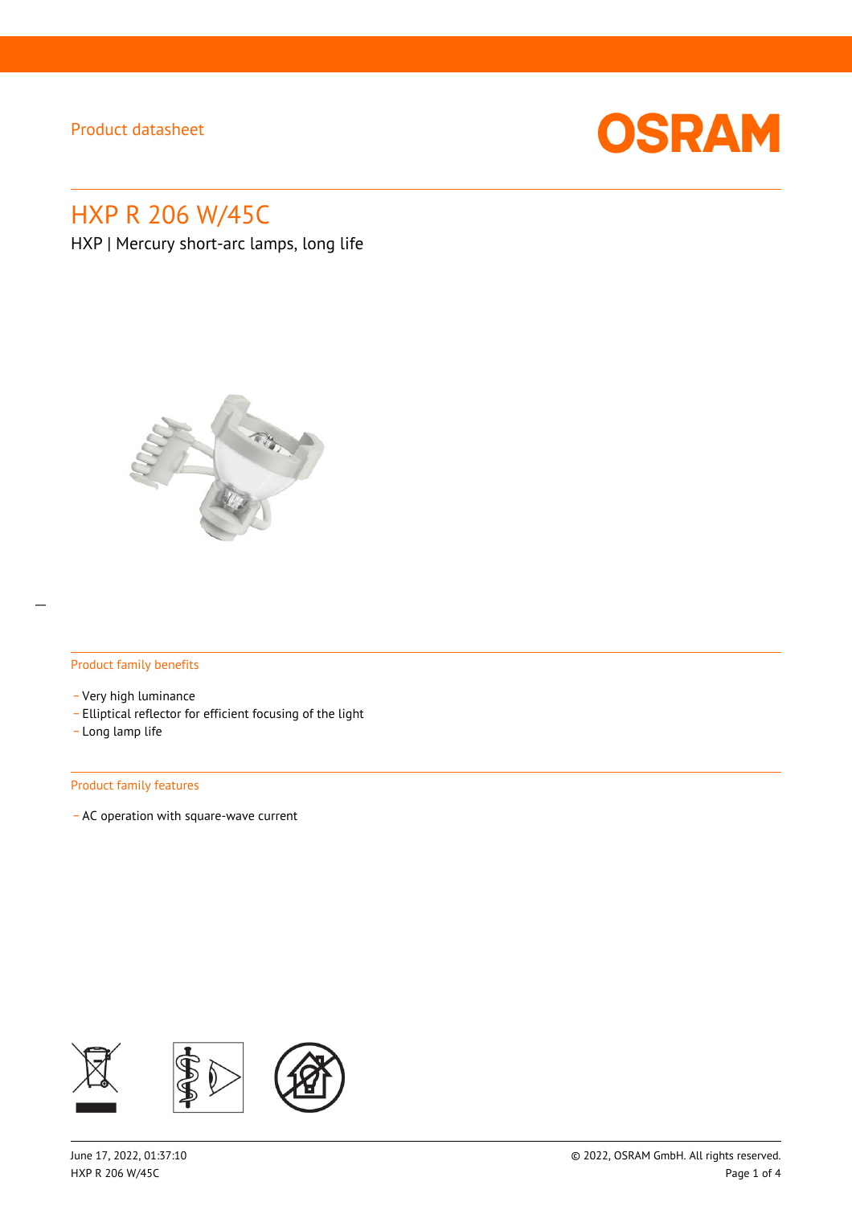Product datasheet

# HXP R 206 W/45C

HXP | Mercury short-arc lamps, long life

## Product family benefits

- Very high luminance
- Elliptical reflector for efficient focusing of the light
- Long lamp life

## Product family features

- AC operation with square-wave current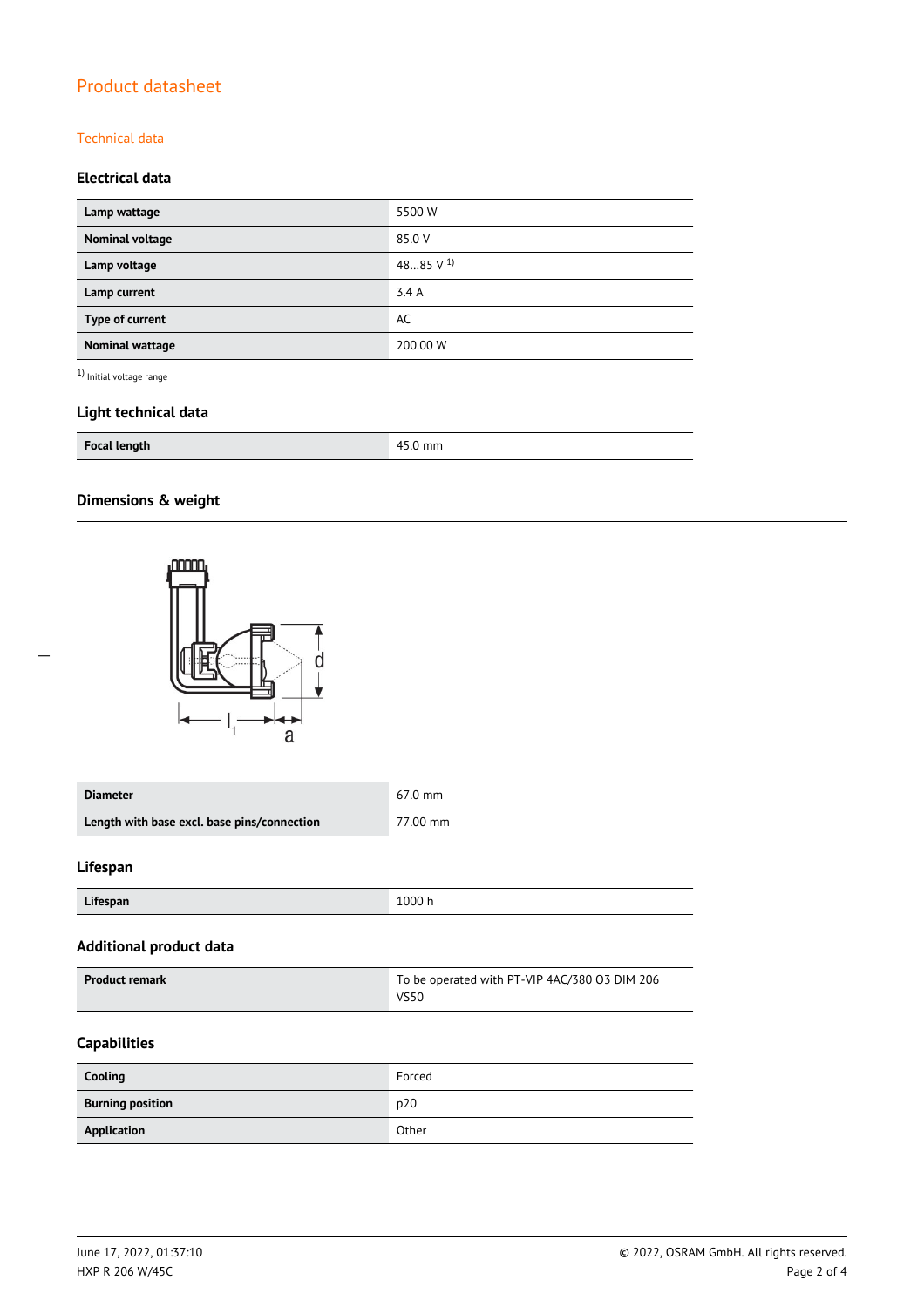# Product datasheet

## Technical data

### Electrical data

| | |
|---|---|
| **Lamp wattage** | 5500 W |
| **Nominal voltage** | 85.0 V |
| **Lamp voltage** | 48…85 V [1] |
| **Lamp current** | 3.4 A |
| **Type of current** | AC |
| **Nominal wattage** | 200.00 W |

[1] Initial voltage range

### Light technical data

| | |
|---|---|
| **Focal length** | 45.0 mm |

### Dimensions & weight

| | |
|---|---|
| **Diameter** | 67.0 mm |
| **Length with base excl. base pins/connection** | 77.00 mm |

### Lifespan

| | |
|---|---|
| **Lifespan** | 1000 h |

### Additional product data

| | |
|---|---|
| **Product remark** | To be operated with PT-VIP 4AC/380 03 DIM 206 VS50 |

### Capabilities

| | |
|---|---|
| **Cooling** | Forced |
| **Burning position** | p20 |
| **Application** | Other |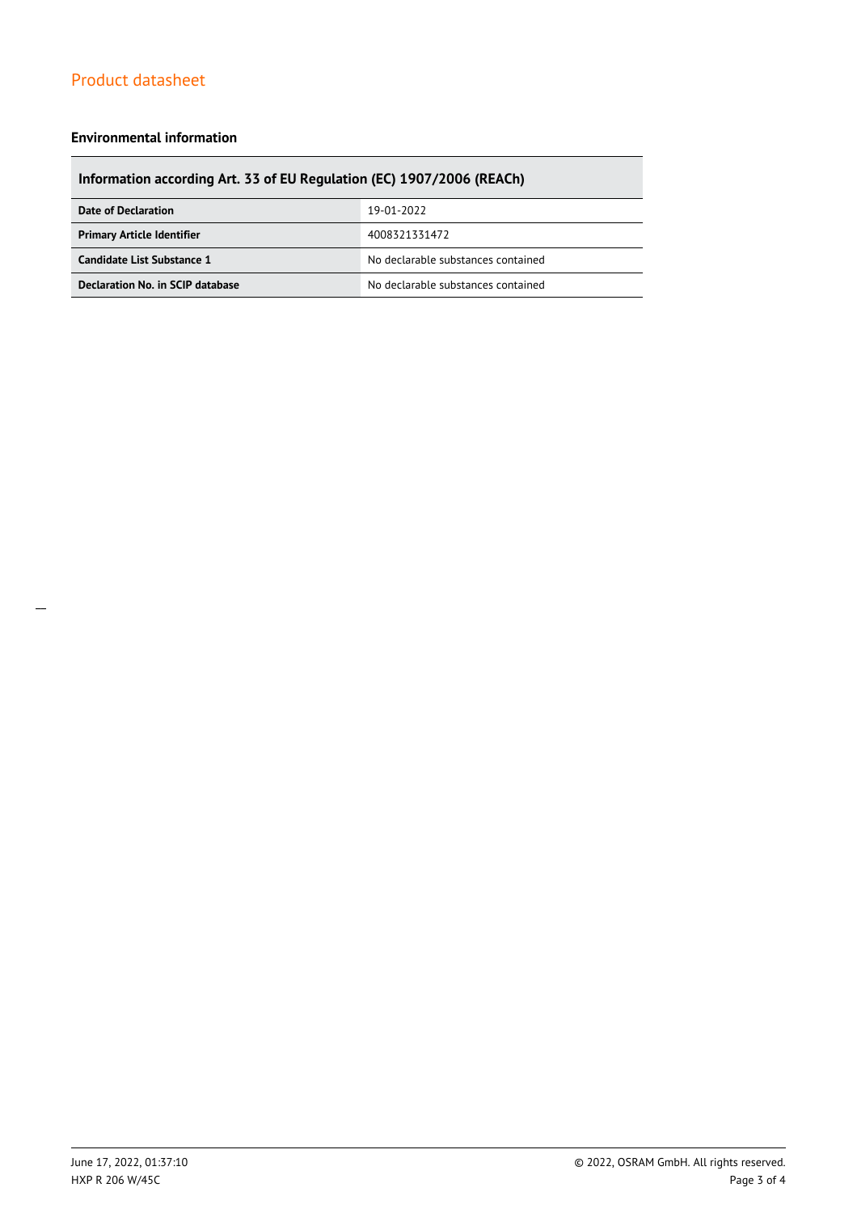## Environmental information

| Information according Art. 33 of EU Regulation (EC) 1907/2006 (REACh) | |
|---|---|
| **Date of Declaration** | 19-01-2022 |
| **Primary Article Identifier** | 4008321331472 |
| **Candidate List Substance 1** | No declarable substances contained |
| **Declaration No. in SCIP database** | No declarable substances contained |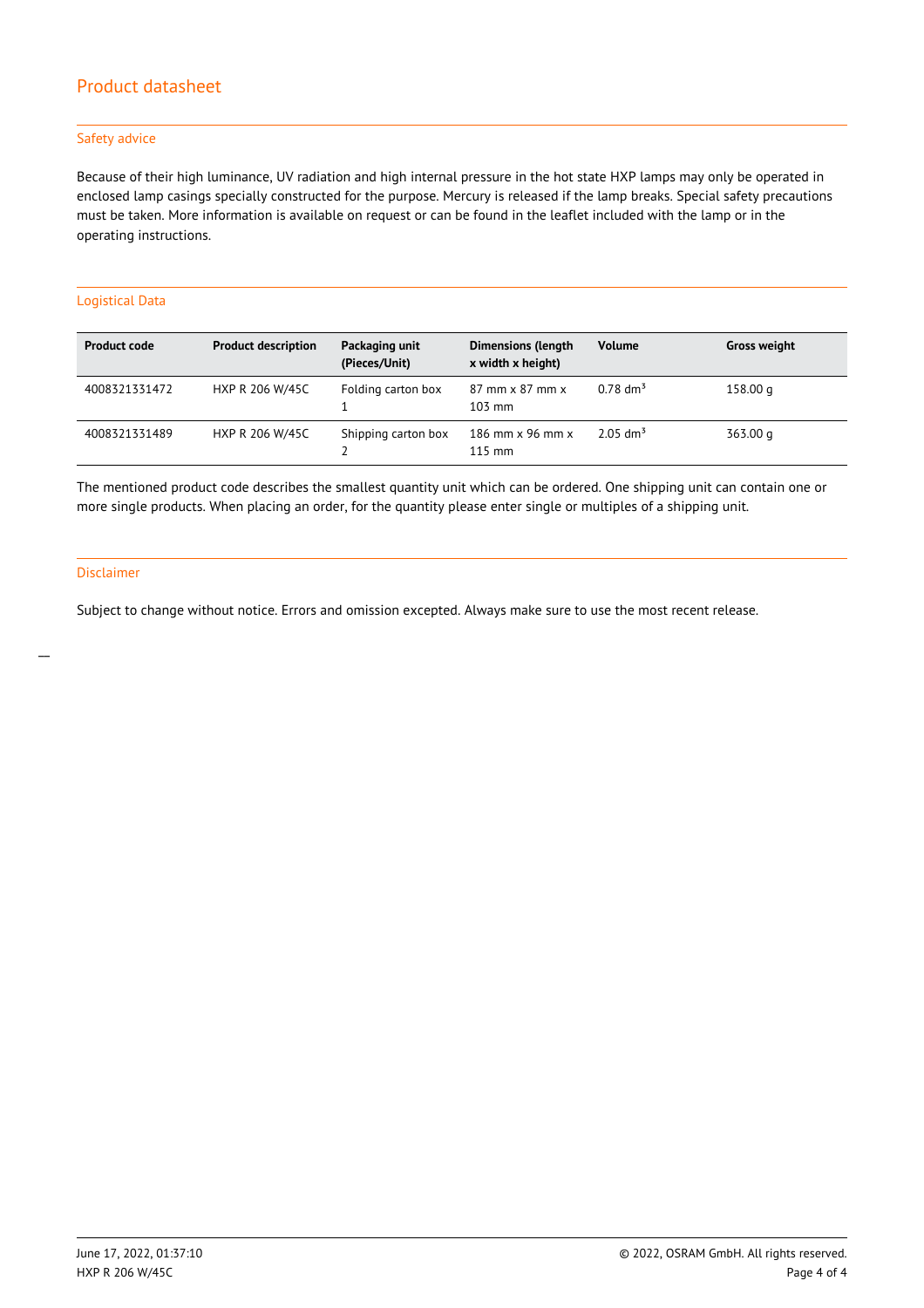## Safety advice

Because of their high luminance, UV radiation and high internal pressure in the hot state HXP lamps may only be operated in enclosed lamp casings specially constructed for the purpose. Mercury is released if the lamp breaks. Special safety precautions must be taken. More information is available on request or can be found in the leaflet included with the lamp or in the operating instructions.

## Logistical Data

| Product code | Product description | Packaging unit (Pieces/Unit) | Dimensions (length x width x height) | Volume | Gross weight |
|---|---|---|---|---|---|
| 4008321331472 | HXP R 206 W/45C | Folding carton box 1 | 87 mm x 87 mm x 103 mm | 0.78 $dm^3$ | 158.00 g |
| 4008321331489 | HXP R 206 W/45C | Shipping carton box 2 | 186 mm x 96 mm x 115 mm | 2.05 $dm^3$ | 363.00 g |

The mentioned product code describes the smallest quantity unit which can be ordered. One shipping unit can contain one or more single products. When placing an order, for the quantity please enter single or multiples of a shipping unit.

## Disclaimer

Subject to change without notice. Errors and omission excepted. Always make sure to use the most recent release.